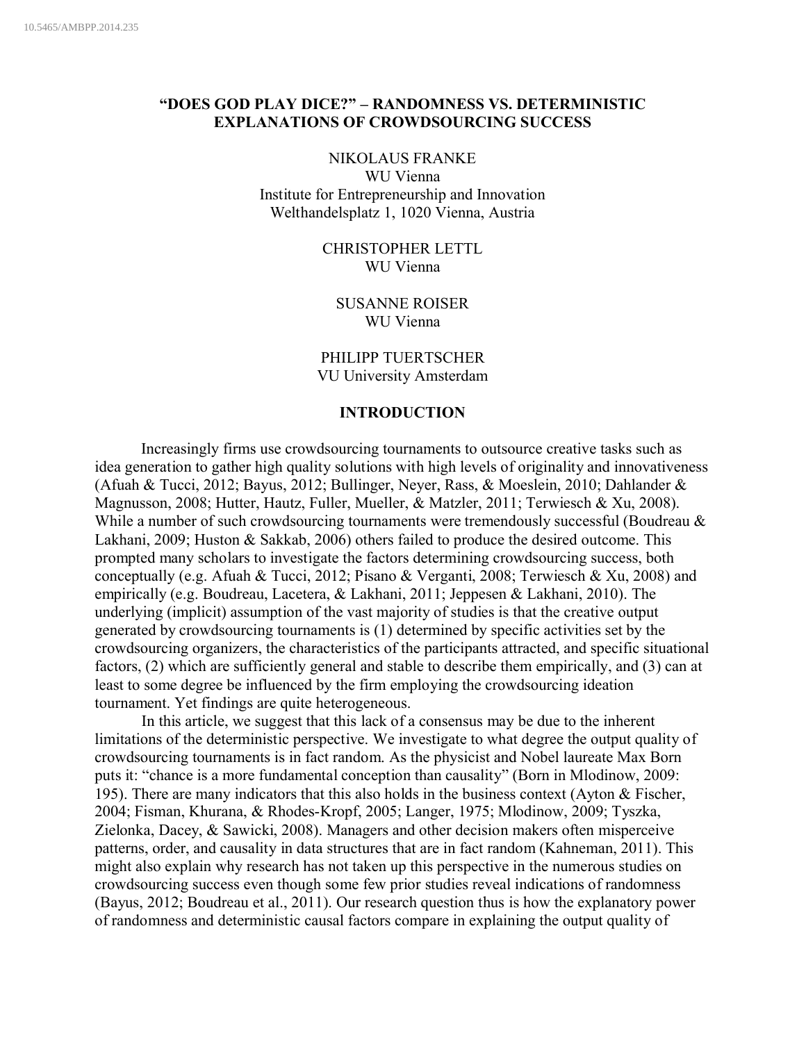# "DOES GOD PLAY DICE?" – RANDOMNESS VS. DETERMINISTIC EXPLANATIONS OF CROWDSOURCING SUCCESS

NIKOLAUS FRANKE
WU Vienna
Institute for Entrepreneurship and Innovation
Welthandelsplatz 1, 1020 Vienna, Austria

CHRISTOPHER LETTL
WU Vienna

SUSANNE ROISER
WU Vienna

PHILIPP TUERTSCHER
VU University Amsterdam

## INTRODUCTION

Increasingly firms use crowdsourcing tournaments to outsource creative tasks such as idea generation to gather high quality solutions with high levels of originality and innovativeness (Afuah & Tucci, 2012; Bayus, 2012; Bullinger, Neyer, Rass, & Moeslein, 2010; Dahlander & Magnusson, 2008; Hutter, Hautz, Fuller, Mueller, & Matzler, 2011; Terwiesch & Xu, 2008). While a number of such crowdsourcing tournaments were tremendously successful (Boudreau & Lakhani, 2009; Huston & Sakkab, 2006) others failed to produce the desired outcome. This prompted many scholars to investigate the factors determining crowdsourcing success, both conceptually (e.g. Afuah & Tucci, 2012; Pisano & Verganti, 2008; Terwiesch & Xu, 2008) and empirically (e.g. Boudreau, Lacetera, & Lakhani, 2011; Jeppesen & Lakhani, 2010). The underlying (implicit) assumption of the vast majority of studies is that the creative output generated by crowdsourcing tournaments is (1) determined by specific activities set by the crowdsourcing organizers, the characteristics of the participants attracted, and specific situational factors, (2) which are sufficiently general and stable to describe them empirically, and (3) can at least to some degree be influenced by the firm employing the crowdsourcing ideation tournament. Yet findings are quite heterogeneous.

In this article, we suggest that this lack of a consensus may be due to the inherent limitations of the deterministic perspective. We investigate to what degree the output quality of crowdsourcing tournaments is in fact random. As the physicist and Nobel laureate Max Born puts it: "chance is a more fundamental conception than causality" (Born in Mlodinow, 2009: 195). There are many indicators that this also holds in the business context (Ayton & Fischer, 2004; Fisman, Khurana, & Rhodes-Kropf, 2005; Langer, 1975; Mlodinow, 2009; Tyszka, Zielonka, Dacey, & Sawicki, 2008). Managers and other decision makers often misperceive patterns, order, and causality in data structures that are in fact random (Kahneman, 2011). This might also explain why research has not taken up this perspective in the numerous studies on crowdsourcing success even though some few prior studies reveal indications of randomness (Bayus, 2012; Boudreau et al., 2011). Our research question thus is how the explanatory power of randomness and deterministic causal factors compare in explaining the output quality of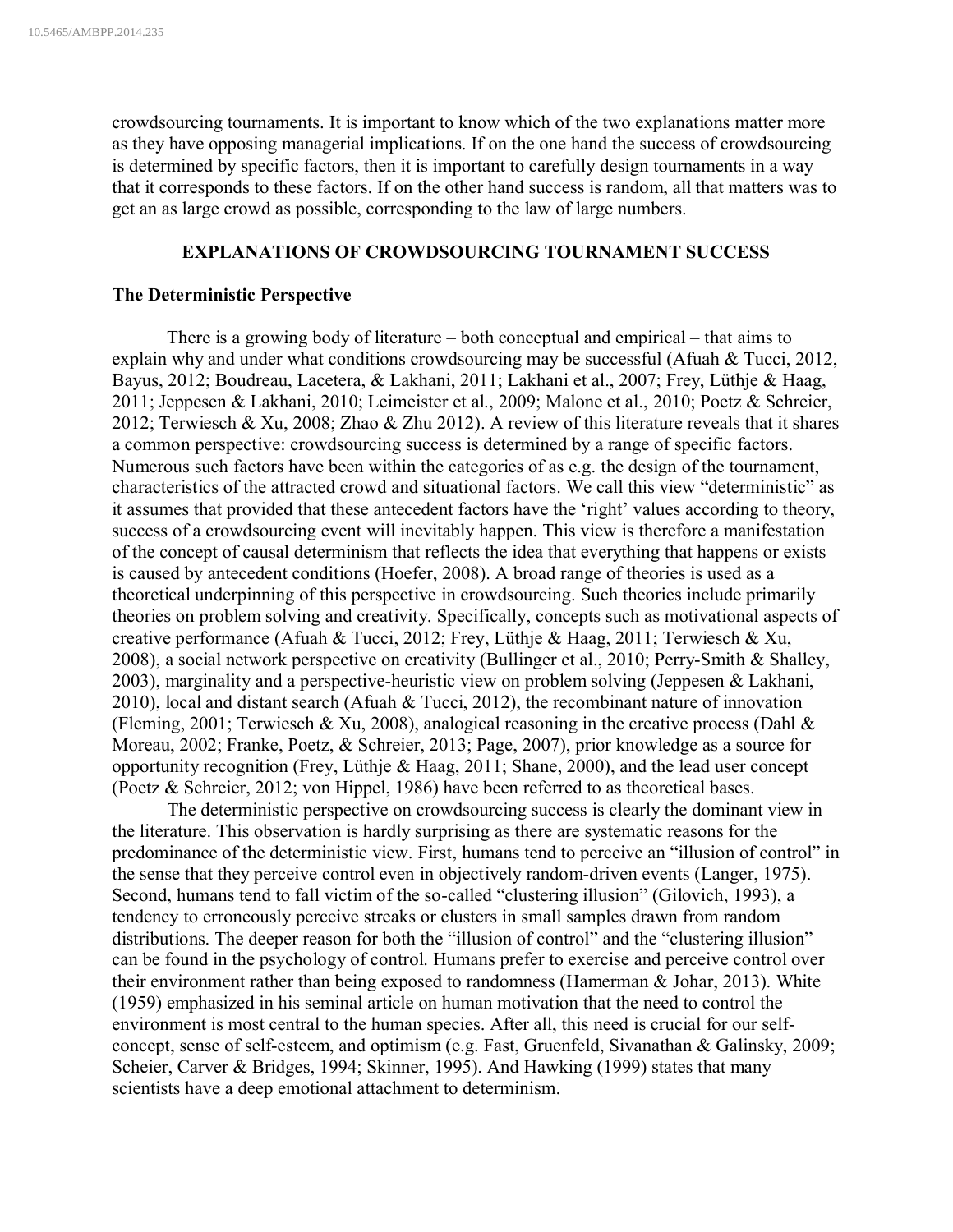crowdsourcing tournaments. It is important to know which of the two explanations matter more as they have opposing managerial implications. If on the one hand the success of crowdsourcing is determined by specific factors, then it is important to carefully design tournaments in a way that it corresponds to these factors. If on the other hand success is random, all that matters was to get an as large crowd as possible, corresponding to the law of large numbers.

## EXPLANATIONS OF CROWDSOURCING TOURNAMENT SUCCESS

### The Deterministic Perspective

There is a growing body of literature – both conceptual and empirical – that aims to explain why and under what conditions crowdsourcing may be successful (Afuah & Tucci, 2012, Bayus, 2012; Boudreau, Lacetera, & Lakhani, 2011; Lakhani et al., 2007; Frey, Lüthje & Haag, 2011; Jeppesen & Lakhani, 2010; Leimeister et al., 2009; Malone et al., 2010; Poetz & Schreier, 2012; Terwiesch & Xu, 2008; Zhao & Zhu 2012). A review of this literature reveals that it shares a common perspective: crowdsourcing success is determined by a range of specific factors. Numerous such factors have been within the categories of as e.g. the design of the tournament, characteristics of the attracted crowd and situational factors. We call this view "deterministic" as it assumes that provided that these antecedent factors have the 'right' values according to theory, success of a crowdsourcing event will inevitably happen. This view is therefore a manifestation of the concept of causal determinism that reflects the idea that everything that happens or exists is caused by antecedent conditions (Hoefer, 2008). A broad range of theories is used as a theoretical underpinning of this perspective in crowdsourcing. Such theories include primarily theories on problem solving and creativity. Specifically, concepts such as motivational aspects of creative performance (Afuah & Tucci, 2012; Frey, Lüthje & Haag, 2011; Terwiesch & Xu, 2008), a social network perspective on creativity (Bullinger et al., 2010; Perry-Smith & Shalley, 2003), marginality and a perspective-heuristic view on problem solving (Jeppesen & Lakhani, 2010), local and distant search (Afuah & Tucci, 2012), the recombinant nature of innovation (Fleming, 2001; Terwiesch & Xu, 2008), analogical reasoning in the creative process (Dahl & Moreau, 2002; Franke, Poetz, & Schreier, 2013; Page, 2007), prior knowledge as a source for opportunity recognition (Frey, Lüthje & Haag, 2011; Shane, 2000), and the lead user concept (Poetz & Schreier, 2012; von Hippel, 1986) have been referred to as theoretical bases.

The deterministic perspective on crowdsourcing success is clearly the dominant view in the literature. This observation is hardly surprising as there are systematic reasons for the predominance of the deterministic view. First, humans tend to perceive an "illusion of control" in the sense that they perceive control even in objectively random-driven events (Langer, 1975). Second, humans tend to fall victim of the so-called "clustering illusion" (Gilovich, 1993), a tendency to erroneously perceive streaks or clusters in small samples drawn from random distributions. The deeper reason for both the "illusion of control" and the "clustering illusion" can be found in the psychology of control. Humans prefer to exercise and perceive control over their environment rather than being exposed to randomness (Hamerman & Johar, 2013). White (1959) emphasized in his seminal article on human motivation that the need to control the environment is most central to the human species. After all, this need is crucial for our self-concept, sense of self-esteem, and optimism (e.g. Fast, Gruenfeld, Sivanathan & Galinsky, 2009; Scheier, Carver & Bridges, 1994; Skinner, 1995). And Hawking (1999) states that many scientists have a deep emotional attachment to determinism.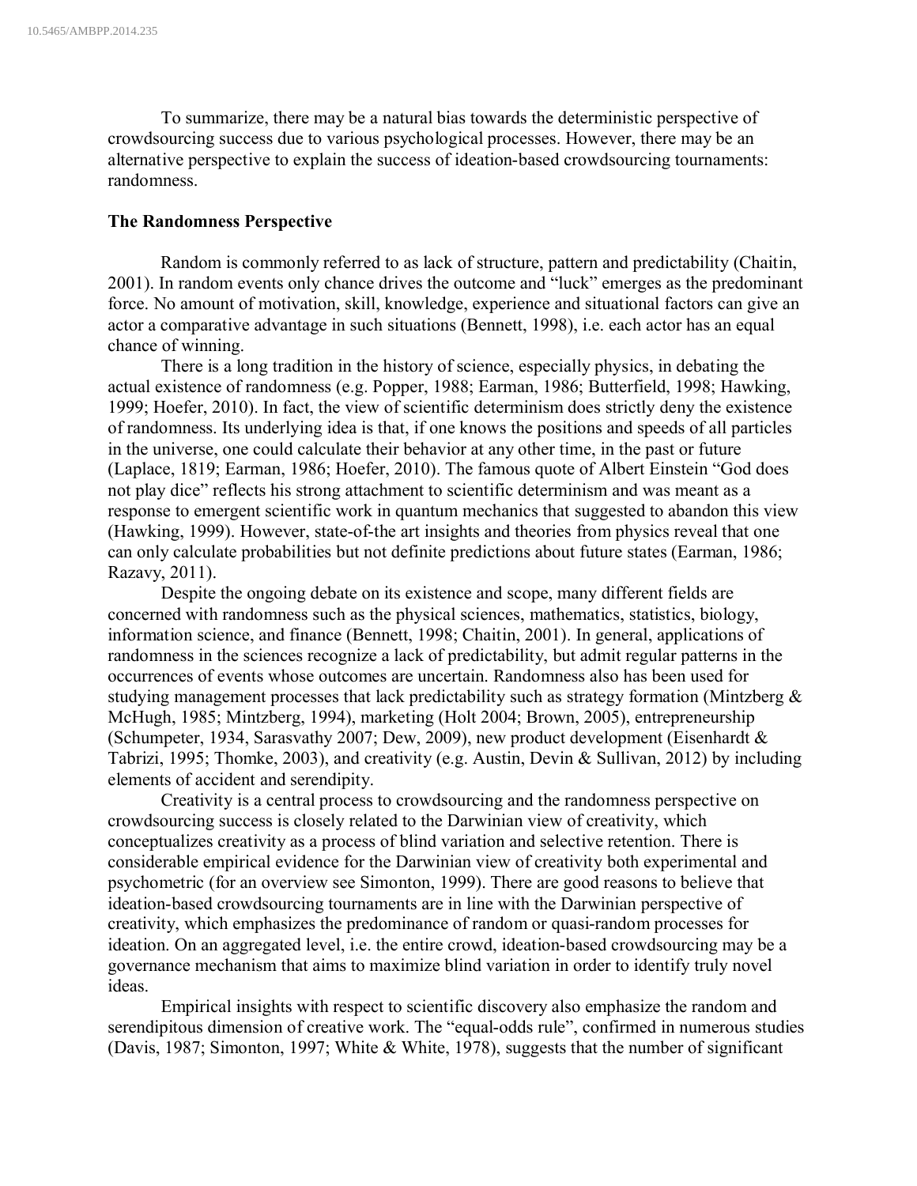To summarize, there may be a natural bias towards the deterministic perspective of crowdsourcing success due to various psychological processes. However, there may be an alternative perspective to explain the success of ideation-based crowdsourcing tournaments: randomness.

**The Randomness Perspective**

Random is commonly referred to as lack of structure, pattern and predictability (Chaitin, 2001). In random events only chance drives the outcome and "luck" emerges as the predominant force. No amount of motivation, skill, knowledge, experience and situational factors can give an actor a comparative advantage in such situations (Bennett, 1998), i.e. each actor has an equal chance of winning.

There is a long tradition in the history of science, especially physics, in debating the actual existence of randomness (e.g. Popper, 1988; Earman, 1986; Butterfield, 1998; Hawking, 1999; Hoefer, 2010). In fact, the view of scientific determinism does strictly deny the existence of randomness. Its underlying idea is that, if one knows the positions and speeds of all particles in the universe, one could calculate their behavior at any other time, in the past or future (Laplace, 1819; Earman, 1986; Hoefer, 2010). The famous quote of Albert Einstein "God does not play dice" reflects his strong attachment to scientific determinism and was meant as a response to emergent scientific work in quantum mechanics that suggested to abandon this view (Hawking, 1999). However, state-of-the art insights and theories from physics reveal that one can only calculate probabilities but not definite predictions about future states (Earman, 1986; Razavy, 2011).

Despite the ongoing debate on its existence and scope, many different fields are concerned with randomness such as the physical sciences, mathematics, statistics, biology, information science, and finance (Bennett, 1998; Chaitin, 2001). In general, applications of randomness in the sciences recognize a lack of predictability, but admit regular patterns in the occurrences of events whose outcomes are uncertain. Randomness also has been used for studying management processes that lack predictability such as strategy formation (Mintzberg & McHugh, 1985; Mintzberg, 1994), marketing (Holt 2004; Brown, 2005), entrepreneurship (Schumpeter, 1934, Sarasvathy 2007; Dew, 2009), new product development (Eisenhardt & Tabrizi, 1995; Thomke, 2003), and creativity (e.g. Austin, Devin & Sullivan, 2012) by including elements of accident and serendipity.

Creativity is a central process to crowdsourcing and the randomness perspective on crowdsourcing success is closely related to the Darwinian view of creativity, which conceptualizes creativity as a process of blind variation and selective retention. There is considerable empirical evidence for the Darwinian view of creativity both experimental and psychometric (for an overview see Simonton, 1999). There are good reasons to believe that ideation-based crowdsourcing tournaments are in line with the Darwinian perspective of creativity, which emphasizes the predominance of random or quasi-random processes for ideation. On an aggregated level, i.e. the entire crowd, ideation-based crowdsourcing may be a governance mechanism that aims to maximize blind variation in order to identify truly novel ideas.

Empirical insights with respect to scientific discovery also emphasize the random and serendipitous dimension of creative work. The "equal-odds rule", confirmed in numerous studies (Davis, 1987; Simonton, 1997; White & White, 1978), suggests that the number of significant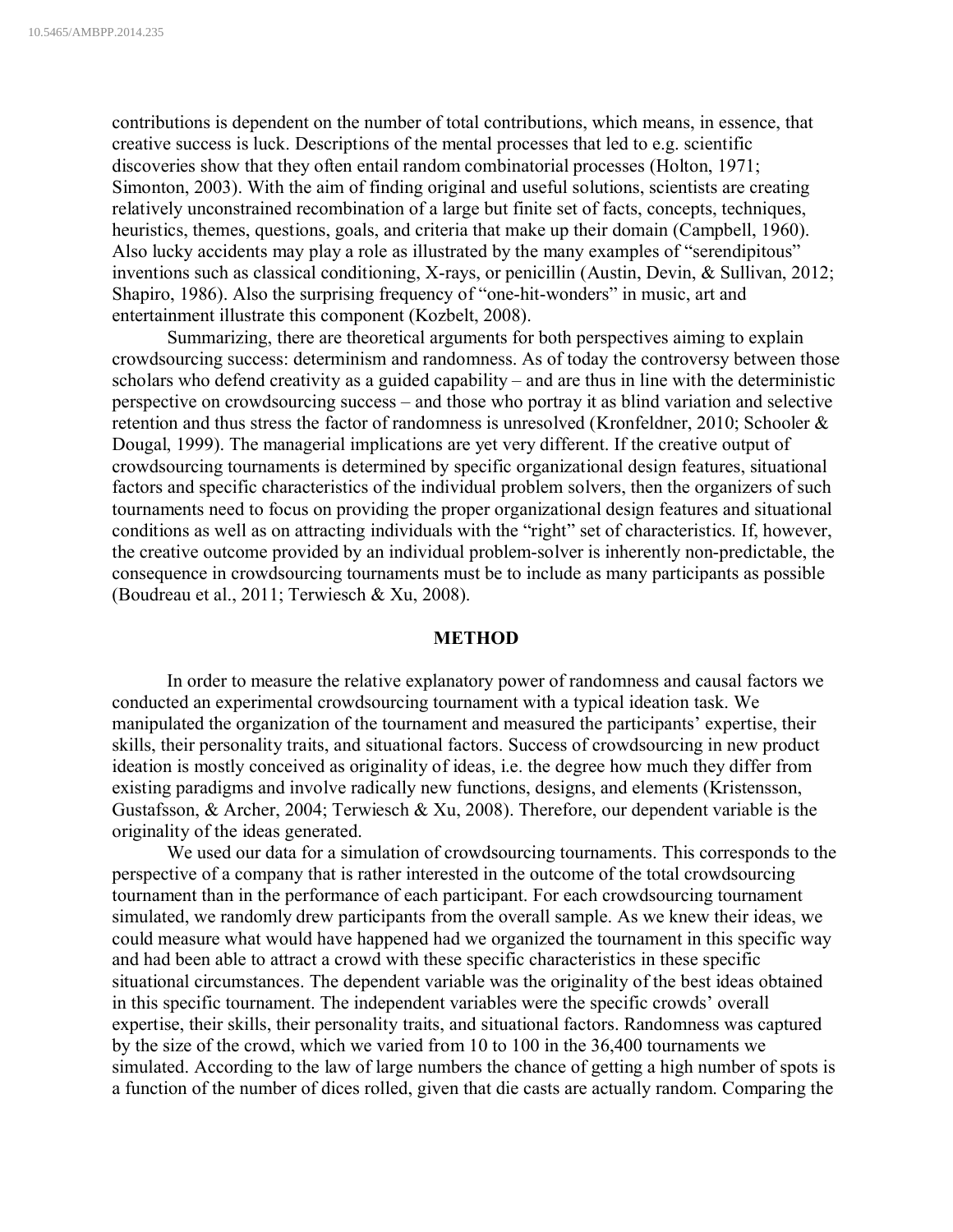contributions is dependent on the number of total contributions, which means, in essence, that creative success is luck. Descriptions of the mental processes that led to e.g. scientific discoveries show that they often entail random combinatorial processes (Holton, 1971; Simonton, 2003). With the aim of finding original and useful solutions, scientists are creating relatively unconstrained recombination of a large but finite set of facts, concepts, techniques, heuristics, themes, questions, goals, and criteria that make up their domain (Campbell, 1960). Also lucky accidents may play a role as illustrated by the many examples of "serendipitous" inventions such as classical conditioning, X-rays, or penicillin (Austin, Devin, & Sullivan, 2012; Shapiro, 1986). Also the surprising frequency of "one-hit-wonders" in music, art and entertainment illustrate this component (Kozbelt, 2008).

Summarizing, there are theoretical arguments for both perspectives aiming to explain crowdsourcing success: determinism and randomness. As of today the controversy between those scholars who defend creativity as a guided capability – and are thus in line with the deterministic perspective on crowdsourcing success – and those who portray it as blind variation and selective retention and thus stress the factor of randomness is unresolved (Kronfeldner, 2010; Schooler & Dougal, 1999). The managerial implications are yet very different. If the creative output of crowdsourcing tournaments is determined by specific organizational design features, situational factors and specific characteristics of the individual problem solvers, then the organizers of such tournaments need to focus on providing the proper organizational design features and situational conditions as well as on attracting individuals with the "right" set of characteristics. If, however, the creative outcome provided by an individual problem-solver is inherently non-predictable, the consequence in crowdsourcing tournaments must be to include as many participants as possible (Boudreau et al., 2011; Terwiesch & Xu, 2008).

## METHOD

In order to measure the relative explanatory power of randomness and causal factors we conducted an experimental crowdsourcing tournament with a typical ideation task. We manipulated the organization of the tournament and measured the participants' expertise, their skills, their personality traits, and situational factors. Success of crowdsourcing in new product ideation is mostly conceived as originality of ideas, i.e. the degree how much they differ from existing paradigms and involve radically new functions, designs, and elements (Kristensson, Gustafsson, & Archer, 2004; Terwiesch & Xu, 2008). Therefore, our dependent variable is the originality of the ideas generated.

We used our data for a simulation of crowdsourcing tournaments. This corresponds to the perspective of a company that is rather interested in the outcome of the total crowdsourcing tournament than in the performance of each participant. For each crowdsourcing tournament simulated, we randomly drew participants from the overall sample. As we knew their ideas, we could measure what would have happened had we organized the tournament in this specific way and had been able to attract a crowd with these specific characteristics in these specific situational circumstances. The dependent variable was the originality of the best ideas obtained in this specific tournament. The independent variables were the specific crowds' overall expertise, their skills, their personality traits, and situational factors. Randomness was captured by the size of the crowd, which we varied from 10 to 100 in the 36,400 tournaments we simulated. According to the law of large numbers the chance of getting a high number of spots is a function of the number of dices rolled, given that die casts are actually random. Comparing the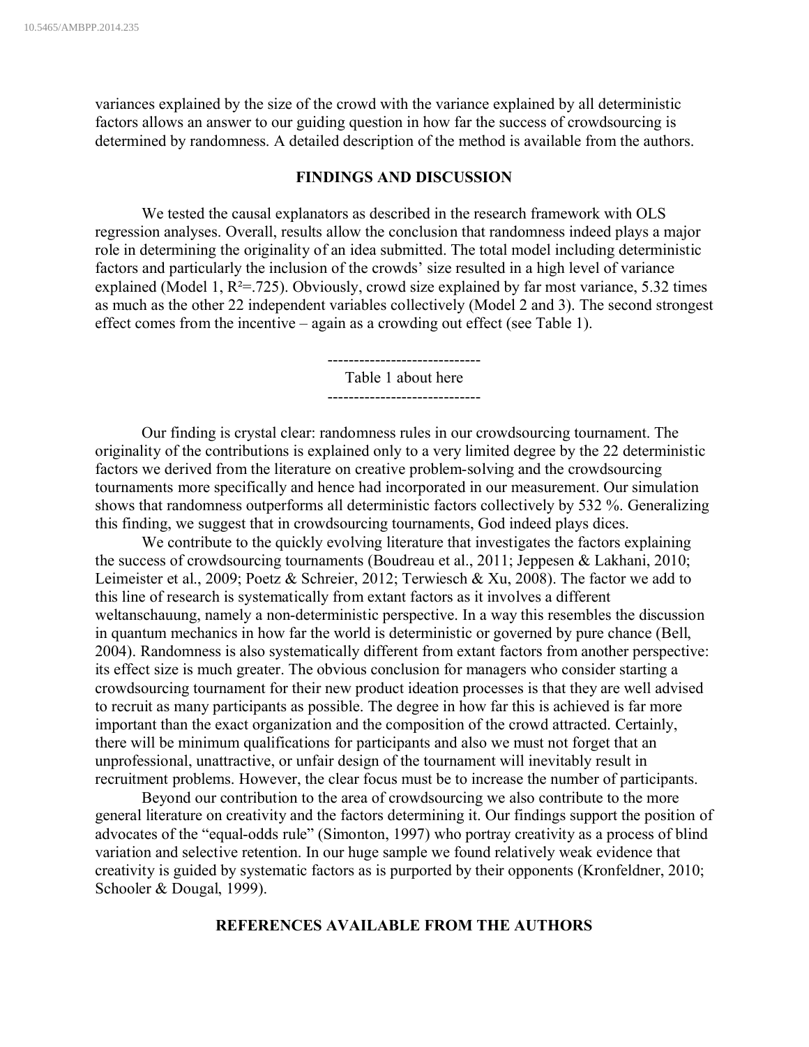variances explained by the size of the crowd with the variance explained by all deterministic factors allows an answer to our guiding question in how far the success of crowdsourcing is determined by randomness. A detailed description of the method is available from the authors.

## FINDINGS AND DISCUSSION

We tested the causal explanators as described in the research framework with OLS regression analyses. Overall, results allow the conclusion that randomness indeed plays a major role in determining the originality of an idea submitted. The total model including deterministic factors and particularly the inclusion of the crowds' size resulted in a high level of variance explained (Model 1, $R^2$=.725). Obviously, crowd size explained by far most variance, 5.32 times as much as the other 22 independent variables collectively (Model 2 and 3). The second strongest effect comes from the incentive – again as a crowding out effect (see Table 1).

-----------------------------
Table 1 about here
-----------------------------

Our finding is crystal clear: randomness rules in our crowdsourcing tournament. The originality of the contributions is explained only to a very limited degree by the 22 deterministic factors we derived from the literature on creative problem-solving and the crowdsourcing tournaments more specifically and hence had incorporated in our measurement. Our simulation shows that randomness outperforms all deterministic factors collectively by 532 %. Generalizing this finding, we suggest that in crowdsourcing tournaments, God indeed plays dices.

We contribute to the quickly evolving literature that investigates the factors explaining the success of crowdsourcing tournaments (Boudreau et al., 2011; Jeppesen & Lakhani, 2010; Leimeister et al., 2009; Poetz & Schreier, 2012; Terwiesch & Xu, 2008). The factor we add to this line of research is systematically from extant factors as it involves a different weltanschauung, namely a non-deterministic perspective. In a way this resembles the discussion in quantum mechanics in how far the world is deterministic or governed by pure chance (Bell, 2004). Randomness is also systematically different from extant factors from another perspective: its effect size is much greater. The obvious conclusion for managers who consider starting a crowdsourcing tournament for their new product ideation processes is that they are well advised to recruit as many participants as possible. The degree in how far this is achieved is far more important than the exact organization and the composition of the crowd attracted. Certainly, there will be minimum qualifications for participants and also we must not forget that an unprofessional, unattractive, or unfair design of the tournament will inevitably result in recruitment problems. However, the clear focus must be to increase the number of participants.

Beyond our contribution to the area of crowdsourcing we also contribute to the more general literature on creativity and the factors determining it. Our findings support the position of advocates of the "equal-odds rule" (Simonton, 1997) who portray creativity as a process of blind variation and selective retention. In our huge sample we found relatively weak evidence that creativity is guided by systematic factors as is purported by their opponents (Kronfeldner, 2010; Schooler & Dougal, 1999).

## REFERENCES AVAILABLE FROM THE AUTHORS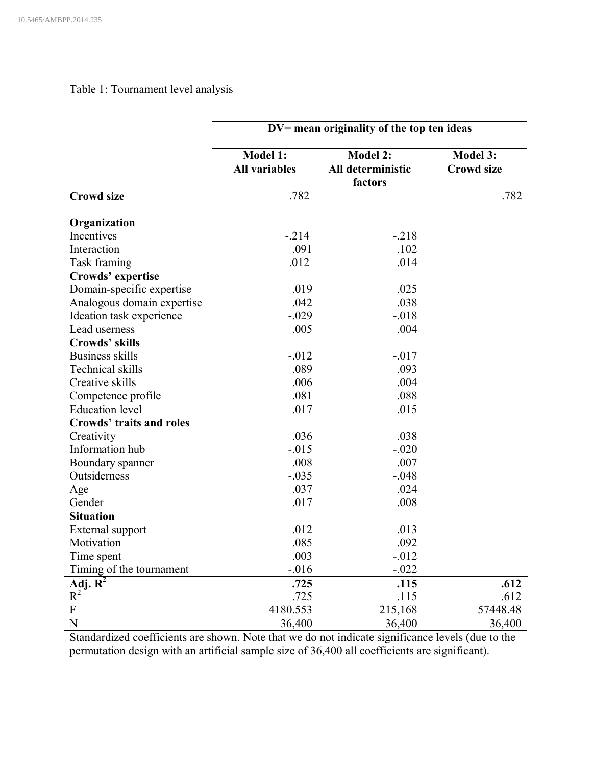Table 1: Tournament level analysis

| | DV= mean originality of the top ten ideas | | |
|---|---|---|---|
| | **Model 1: All variables** | **Model 2: All deterministic factors** | **Model 3: Crowd size** |
| **Crowd size** | .782 | | .782 |
| **Organization** | | | |
| Incentives | -.214 | -.218 | |
| Interaction | .091 | .102 | |
| Task framing | .012 | .014 | |
| **Crowds' expertise** | | | |
| Domain-specific expertise | .019 | .025 | |
| Analogous domain expertise | .042 | .038 | |
| Ideation task experience | -.029 | -.018 | |
| Lead userness | .005 | .004 | |
| **Crowds' skills** | | | |
| Business skills | -.012 | -.017 | |
| Technical skills | .089 | .093 | |
| Creative skills | .006 | .004 | |
| Competence profile | .081 | .088 | |
| Education level | .017 | .015 | |
| **Crowds' traits and roles** | | | |
| Creativity | .036 | .038 | |
| Information hub | -.015 | -.020 | |
| Boundary spanner | .008 | .007 | |
| Outsiderness | -.035 | -.048 | |
| Age | .037 | .024 | |
| Gender | .017 | .008 | |
| **Situation** | | | |
| External support | .012 | .013 | |
| Motivation | .085 | .092 | |
| Time spent | .003 | -.012 | |
| Timing of the tournament | -.016 | -.022 | |
| **Adj. $R^2$** | **.725** | **.115** | **.612** |
| $R^2$ | .725 | .115 | .612 |
| F | 4180.553 | 215,168 | 57448.48 |
| N | 36,400 | 36,400 | 36,400 |

Standardized coefficients are shown. Note that we do not indicate significance levels (due to the permutation design with an artificial sample size of 36,400 all coefficients are significant).